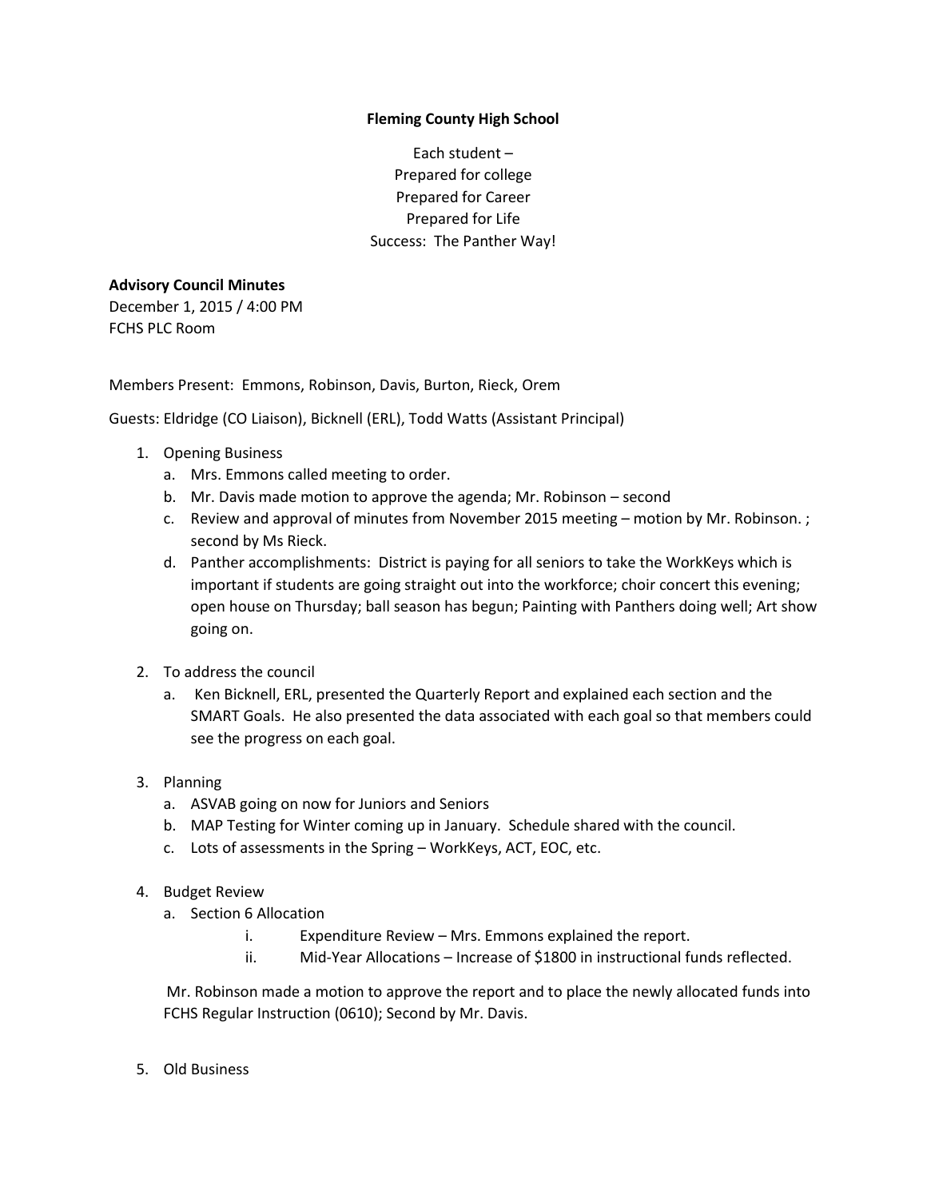**Fleming County High School**

Each student –
Prepared for college
Prepared for Career
Prepared for Life
Success: The Panther Way!

**Advisory Council Minutes**
December 1, 2015 / 4:00 PM
FCHS PLC Room

Members Present: Emmons, Robinson, Davis, Burton, Rieck, Orem

Guests: Eldridge (CO Liaison), Bicknell (ERL), Todd Watts (Assistant Principal)

1. Opening Business
   a. Mrs. Emmons called meeting to order.
   b. Mr. Davis made motion to approve the agenda; Mr. Robinson – second
   c. Review and approval of minutes from November 2015 meeting – motion by Mr. Robinson. ; second by Ms Rieck.
   d. Panther accomplishments: District is paying for all seniors to take the WorkKeys which is important if students are going straight out into the workforce; choir concert this evening; open house on Thursday; ball season has begun; Painting with Panthers doing well; Art show going on.

2. To address the council
   a. Ken Bicknell, ERL, presented the Quarterly Report and explained each section and the SMART Goals. He also presented the data associated with each goal so that members could see the progress on each goal.

3. Planning
   a. ASVAB going on now for Juniors and Seniors
   b. MAP Testing for Winter coming up in January. Schedule shared with the council.
   c. Lots of assessments in the Spring – WorkKeys, ACT, EOC, etc.

4. Budget Review
   a. Section 6 Allocation
      i. Expenditure Review – Mrs. Emmons explained the report.
      ii. Mid-Year Allocations – Increase of $1800 in instructional funds reflected.

   Mr. Robinson made a motion to approve the report and to place the newly allocated funds into FCHS Regular Instruction (0610); Second by Mr. Davis.

5. Old Business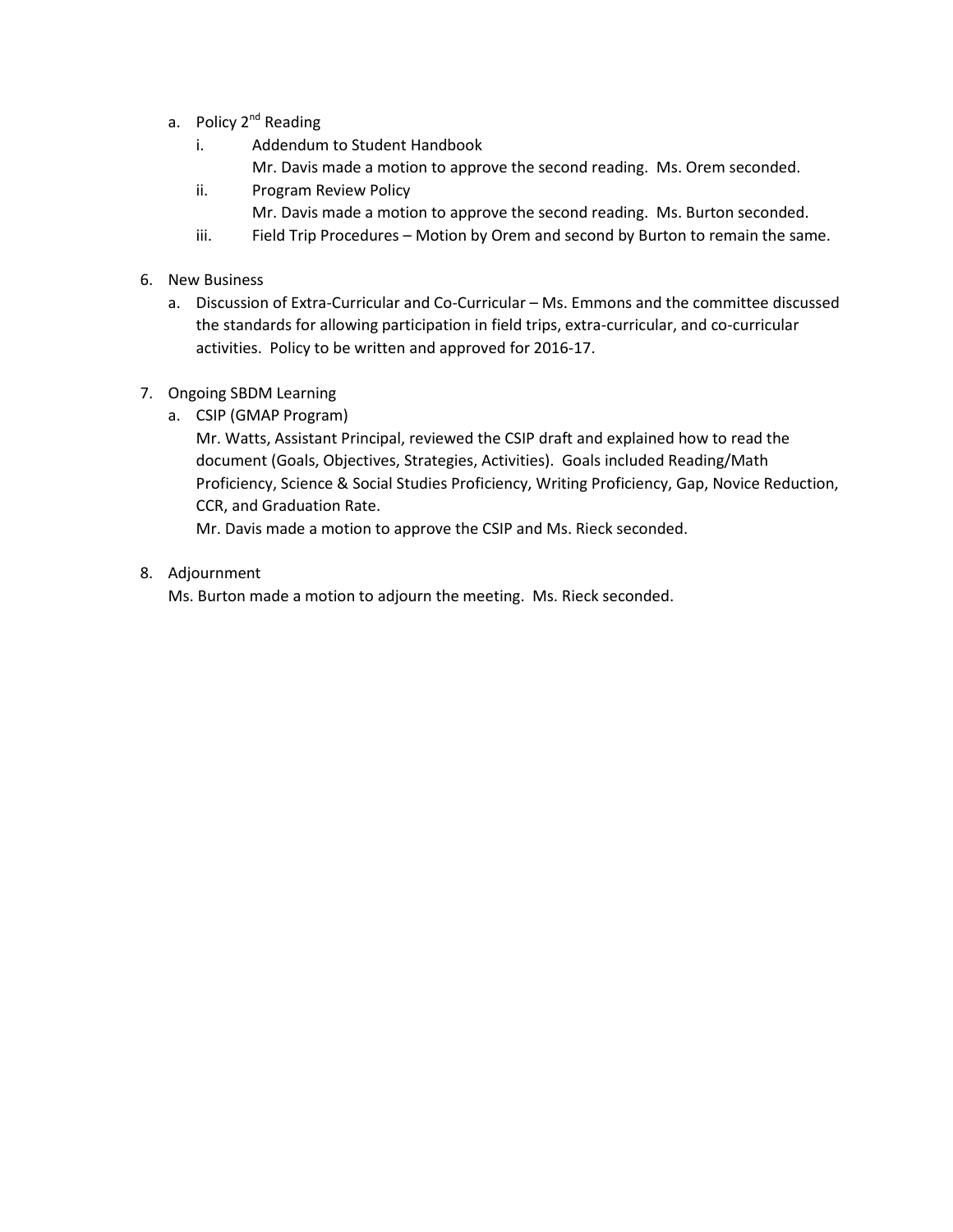a. Policy 2nd Reading
   i. Addendum to Student Handbook
      Mr. Davis made a motion to approve the second reading. Ms. Orem seconded.
   ii. Program Review Policy
      Mr. Davis made a motion to approve the second reading. Ms. Burton seconded.
   iii. Field Trip Procedures – Motion by Orem and second by Burton to remain the same.

6. New Business
   a. Discussion of Extra-Curricular and Co-Curricular – Ms. Emmons and the committee discussed the standards for allowing participation in field trips, extra-curricular, and co-curricular activities. Policy to be written and approved for 2016-17.

7. Ongoing SBDM Learning
   a. CSIP (GMAP Program)
      Mr. Watts, Assistant Principal, reviewed the CSIP draft and explained how to read the document (Goals, Objectives, Strategies, Activities). Goals included Reading/Math Proficiency, Science & Social Studies Proficiency, Writing Proficiency, Gap, Novice Reduction, CCR, and Graduation Rate.
      Mr. Davis made a motion to approve the CSIP and Ms. Rieck seconded.

8. Adjournment
   Ms. Burton made a motion to adjourn the meeting. Ms. Rieck seconded.